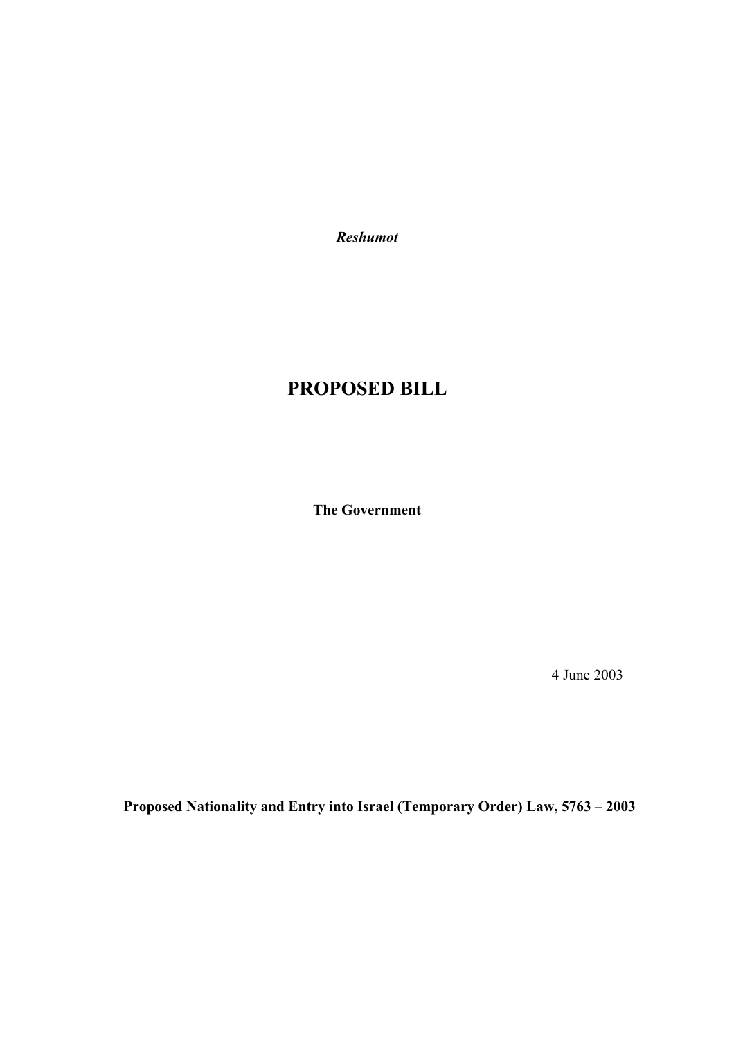*Reshumot*

# PROPOSED BILL

**The Government**

4 June 2003

**Proposed Nationality and Entry into Israel (Temporary Order) Law, 5763 – 2003**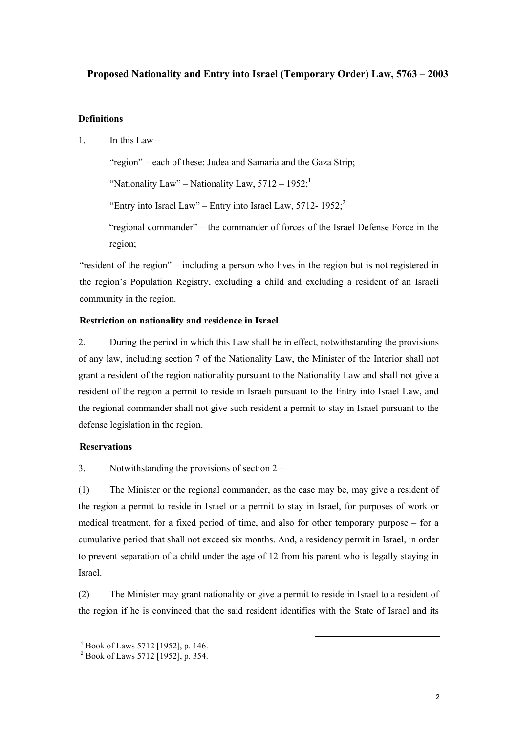**Proposed Nationality and Entry into Israel (Temporary Order) Law, 5763 – 2003**

**Definitions**

1. In this Law –

"region" – each of these: Judea and Samaria and the Gaza Strip;

"Nationality Law" – Nationality Law, 5712 – 1952;[1]

"Entry into Israel Law" – Entry into Israel Law, 5712- 1952;[2]

"regional commander" – the commander of forces of the Israel Defense Force in the region;

"resident of the region" – including a person who lives in the region but is not registered in the region's Population Registry, excluding a child and excluding a resident of an Israeli community in the region.

**Restriction on nationality and residence in Israel**

2. During the period in which this Law shall be in effect, notwithstanding the provisions of any law, including section 7 of the Nationality Law, the Minister of the Interior shall not grant a resident of the region nationality pursuant to the Nationality Law and shall not give a resident of the region a permit to reside in Israeli pursuant to the Entry into Israel Law, and the regional commander shall not give such resident a permit to stay in Israel pursuant to the defense legislation in the region.

**Reservations**

3. Notwithstanding the provisions of section 2 –

(1) The Minister or the regional commander, as the case may be, may give a resident of the region a permit to reside in Israel or a permit to stay in Israel, for purposes of work or medical treatment, for a fixed period of time, and also for other temporary purpose – for a cumulative period that shall not exceed six months. And, a residency permit in Israel, in order to prevent separation of a child under the age of 12 from his parent who is legally staying in Israel.

(2) The Minister may grant nationality or give a permit to reside in Israel to a resident of the region if he is convinced that the said resident identifies with the State of Israel and its

---

[1] Book of Laws 5712 [1952], p. 146.

[2] Book of Laws 5712 [1952], p. 354.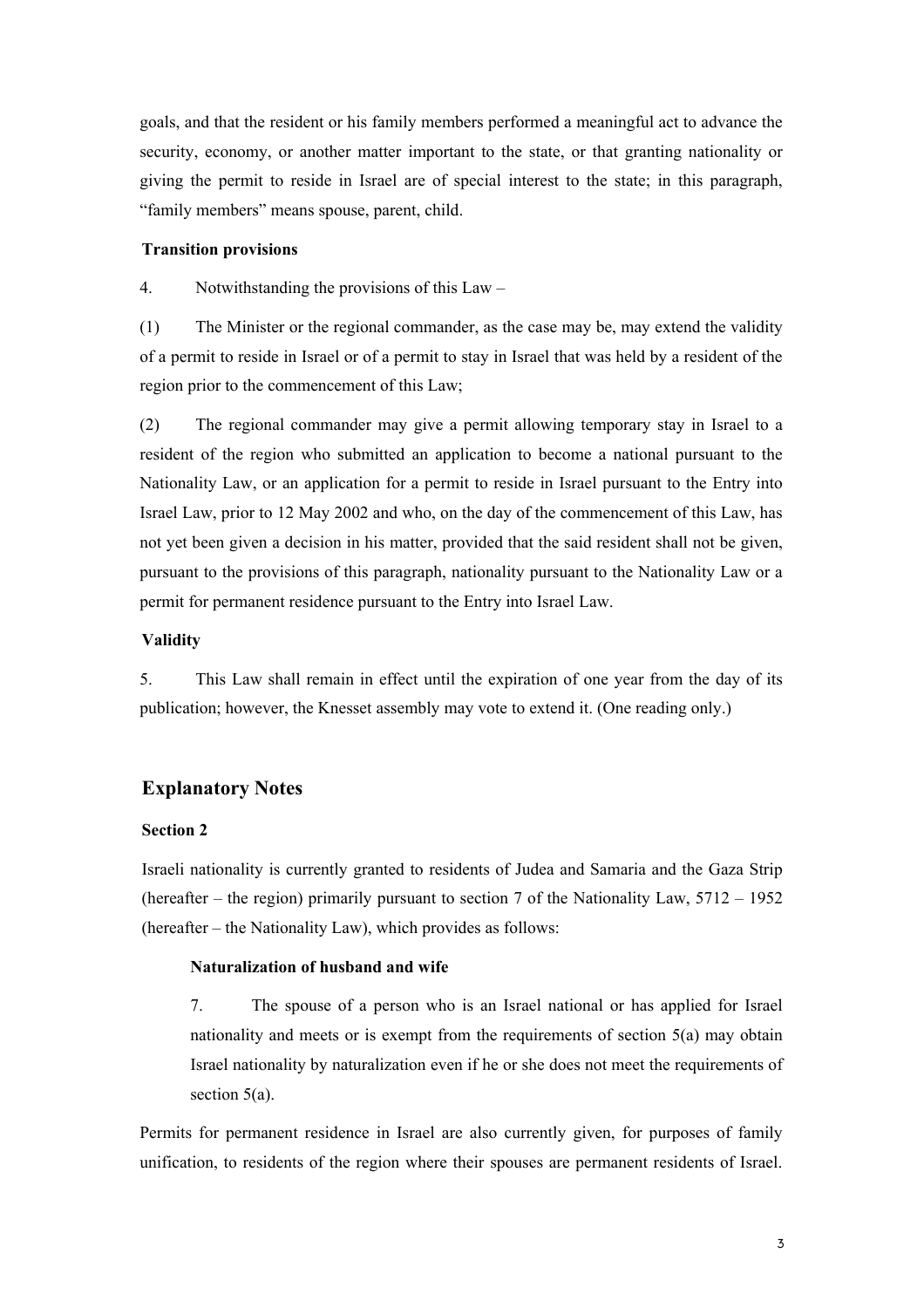goals, and that the resident or his family members performed a meaningful act to advance the security, economy, or another matter important to the state, or that granting nationality or giving the permit to reside in Israel are of special interest to the state; in this paragraph, "family members" means spouse, parent, child.

**Transition provisions**

4. Notwithstanding the provisions of this Law –

(1) The Minister or the regional commander, as the case may be, may extend the validity of a permit to reside in Israel or of a permit to stay in Israel that was held by a resident of the region prior to the commencement of this Law;

(2) The regional commander may give a permit allowing temporary stay in Israel to a resident of the region who submitted an application to become a national pursuant to the Nationality Law, or an application for a permit to reside in Israel pursuant to the Entry into Israel Law, prior to 12 May 2002 and who, on the day of the commencement of this Law, has not yet been given a decision in his matter, provided that the said resident shall not be given, pursuant to the provisions of this paragraph, nationality pursuant to the Nationality Law or a permit for permanent residence pursuant to the Entry into Israel Law.

**Validity**

5. This Law shall remain in effect until the expiration of one year from the day of its publication; however, the Knesset assembly may vote to extend it. (One reading only.)

## Explanatory Notes

**Section 2**

Israeli nationality is currently granted to residents of Judea and Samaria and the Gaza Strip (hereafter – the region) primarily pursuant to section 7 of the Nationality Law, 5712 – 1952 (hereafter – the Nationality Law), which provides as follows:

> **Naturalization of husband and wife**
>
> 7. The spouse of a person who is an Israel national or has applied for Israel nationality and meets or is exempt from the requirements of section 5(a) may obtain Israel nationality by naturalization even if he or she does not meet the requirements of section 5(a).

Permits for permanent residence in Israel are also currently given, for purposes of family unification, to residents of the region where their spouses are permanent residents of Israel.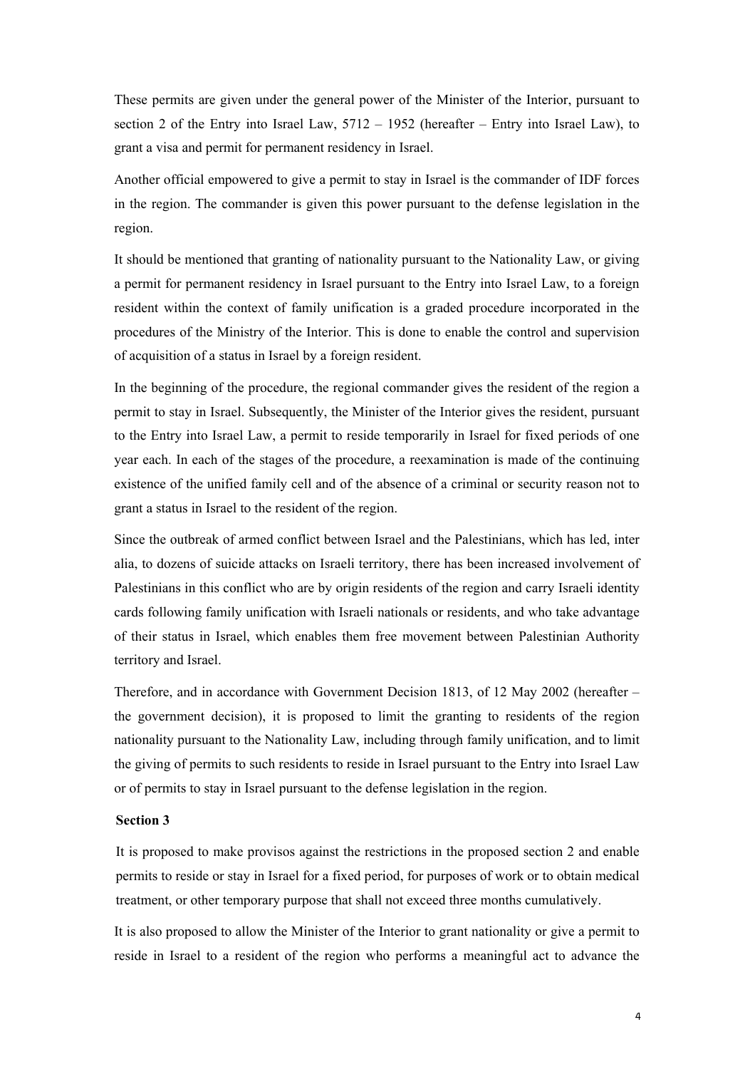These permits are given under the general power of the Minister of the Interior, pursuant to section 2 of the Entry into Israel Law, 5712 – 1952 (hereafter – Entry into Israel Law), to grant a visa and permit for permanent residency in Israel.

Another official empowered to give a permit to stay in Israel is the commander of IDF forces in the region. The commander is given this power pursuant to the defense legislation in the region.

It should be mentioned that granting of nationality pursuant to the Nationality Law, or giving a permit for permanent residency in Israel pursuant to the Entry into Israel Law, to a foreign resident within the context of family unification is a graded procedure incorporated in the procedures of the Ministry of the Interior. This is done to enable the control and supervision of acquisition of a status in Israel by a foreign resident.

In the beginning of the procedure, the regional commander gives the resident of the region a permit to stay in Israel. Subsequently, the Minister of the Interior gives the resident, pursuant to the Entry into Israel Law, a permit to reside temporarily in Israel for fixed periods of one year each. In each of the stages of the procedure, a reexamination is made of the continuing existence of the unified family cell and of the absence of a criminal or security reason not to grant a status in Israel to the resident of the region.

Since the outbreak of armed conflict between Israel and the Palestinians, which has led, inter alia, to dozens of suicide attacks on Israeli territory, there has been increased involvement of Palestinians in this conflict who are by origin residents of the region and carry Israeli identity cards following family unification with Israeli nationals or residents, and who take advantage of their status in Israel, which enables them free movement between Palestinian Authority territory and Israel.

Therefore, and in accordance with Government Decision 1813, of 12 May 2002 (hereafter – the government decision), it is proposed to limit the granting to residents of the region nationality pursuant to the Nationality Law, including through family unification, and to limit the giving of permits to such residents to reside in Israel pursuant to the Entry into Israel Law or of permits to stay in Israel pursuant to the defense legislation in the region.

**Section 3**

It is proposed to make provisos against the restrictions in the proposed section 2 and enable permits to reside or stay in Israel for a fixed period, for purposes of work or to obtain medical treatment, or other temporary purpose that shall not exceed three months cumulatively.

It is also proposed to allow the Minister of the Interior to grant nationality or give a permit to reside in Israel to a resident of the region who performs a meaningful act to advance the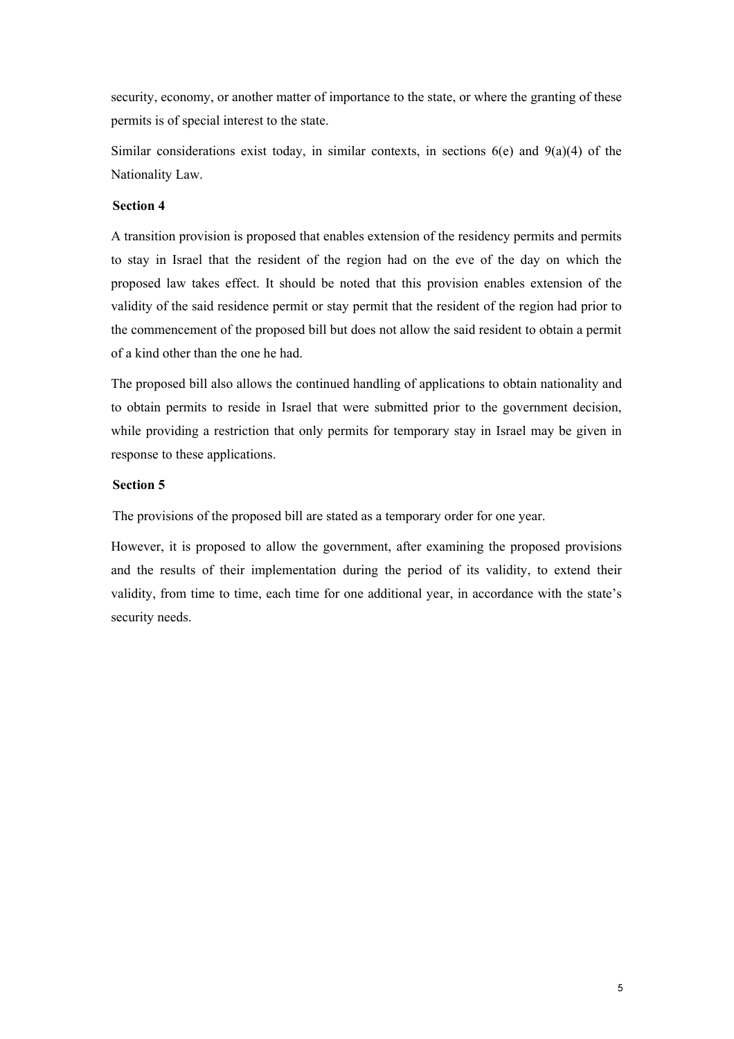security, economy, or another matter of importance to the state, or where the granting of these permits is of special interest to the state.

Similar considerations exist today, in similar contexts, in sections 6(e) and 9(a)(4) of the Nationality Law.

**Section 4**

A transition provision is proposed that enables extension of the residency permits and permits to stay in Israel that the resident of the region had on the eve of the day on which the proposed law takes effect. It should be noted that this provision enables extension of the validity of the said residence permit or stay permit that the resident of the region had prior to the commencement of the proposed bill but does not allow the said resident to obtain a permit of a kind other than the one he had.

The proposed bill also allows the continued handling of applications to obtain nationality and to obtain permits to reside in Israel that were submitted prior to the government decision, while providing a restriction that only permits for temporary stay in Israel may be given in response to these applications.

**Section 5**

The provisions of the proposed bill are stated as a temporary order for one year.

However, it is proposed to allow the government, after examining the proposed provisions and the results of their implementation during the period of its validity, to extend their validity, from time to time, each time for one additional year, in accordance with the state's security needs.